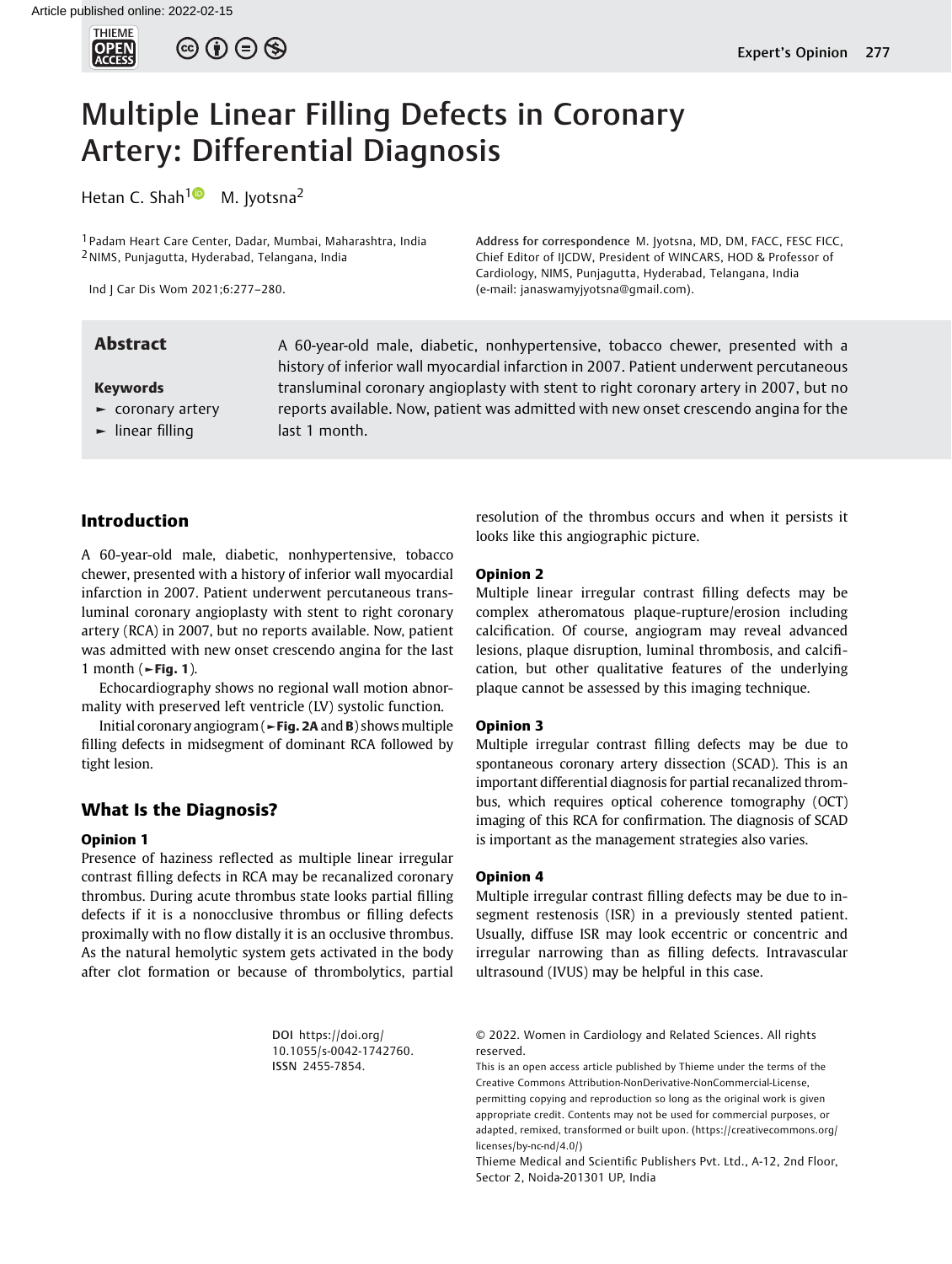# Multiple Linear Filling Defects in Coronary Artery: Differential Diagnosis

Hetan C. Shah[1] M. Jyotsna[2]

[1] Padam Heart Care Center, Dadar, Mumbai, Maharashtra, India
[2] NIMS, Punjagutta, Hyderabad, Telangana, India

Ind J Car Dis Wom 2021;6:277–280.

Address for correspondence M. Jyotsna, MD, DM, FACC, FESC FICC, Chief Editor of IJCDW, President of WINCARS, HOD & Professor of Cardiology, NIMS, Punjagutta, Hyderabad, Telangana, India (e-mail: janaswamyjyotsna@gmail.com).

## Abstract

A 60-year-old male, diabetic, nonhypertensive, tobacco chewer, presented with a history of inferior wall myocardial infarction in 2007. Patient underwent percutaneous transluminal coronary angioplasty with stent to right coronary artery in 2007, but no reports available. Now, patient was admitted with new onset crescendo angina for the last 1 month.

**Keywords**

- coronary artery
- linear filling

## Introduction

A 60-year-old male, diabetic, nonhypertensive, tobacco chewer, presented with a history of inferior wall myocardial infarction in 2007. Patient underwent percutaneous transluminal coronary angioplasty with stent to right coronary artery (RCA) in 2007, but no reports available. Now, patient was admitted with new onset crescendo angina for the last 1 month (**►Fig. 1**).

Echocardiography shows no regional wall motion abnormality with preserved left ventricle (LV) systolic function.

Initial coronary angiogram (**►Fig. 2A** and **B**) shows multiple filling defects in midsegment of dominant RCA followed by tight lesion.

## What Is the Diagnosis?

### Opinion 1

Presence of haziness reflected as multiple linear irregular contrast filling defects in RCA may be recanalized coronary thrombus. During acute thrombus state looks partial filling defects if it is a nonocclusive thrombus or filling defects proximally with no flow distally it is an occlusive thrombus. As the natural hemolytic system gets activated in the body after clot formation or because of thrombolytics, partial resolution of the thrombus occurs and when it persists it looks like this angiographic picture.

### Opinion 2

Multiple linear irregular contrast filling defects may be complex atheromatous plaque-rupture/erosion including calcification. Of course, angiogram may reveal advanced lesions, plaque disruption, luminal thrombosis, and calcification, but other qualitative features of the underlying plaque cannot be assessed by this imaging technique.

### Opinion 3

Multiple irregular contrast filling defects may be due to spontaneous coronary artery dissection (SCAD). This is an important differential diagnosis for partial recanalized thrombus, which requires optical coherence tomography (OCT) imaging of this RCA for confirmation. The diagnosis of SCAD is important as the management strategies also varies.

### Opinion 4

Multiple irregular contrast filling defects may be due to in-segment restenosis (ISR) in a previously stented patient. Usually, diffuse ISR may look eccentric or concentric and irregular narrowing than as filling defects. Intravascular ultrasound (IVUS) may be helpful in this case.

DOI https://doi.org/10.1055/s-0042-1742760.
ISSN 2455-7854.

© 2022. Women in Cardiology and Related Sciences. All rights reserved.

This is an open access article published by Thieme under the terms of the Creative Commons Attribution-NonDerivative-NonCommercial-License, permitting copying and reproduction so long as the original work is given appropriate credit. Contents may not be used for commercial purposes, or adapted, remixed, transformed or built upon. (https://creativecommons.org/licenses/by-nc-nd/4.0/)

Thieme Medical and Scientific Publishers Pvt. Ltd., A-12, 2nd Floor, Sector 2, Noida-201301 UP, India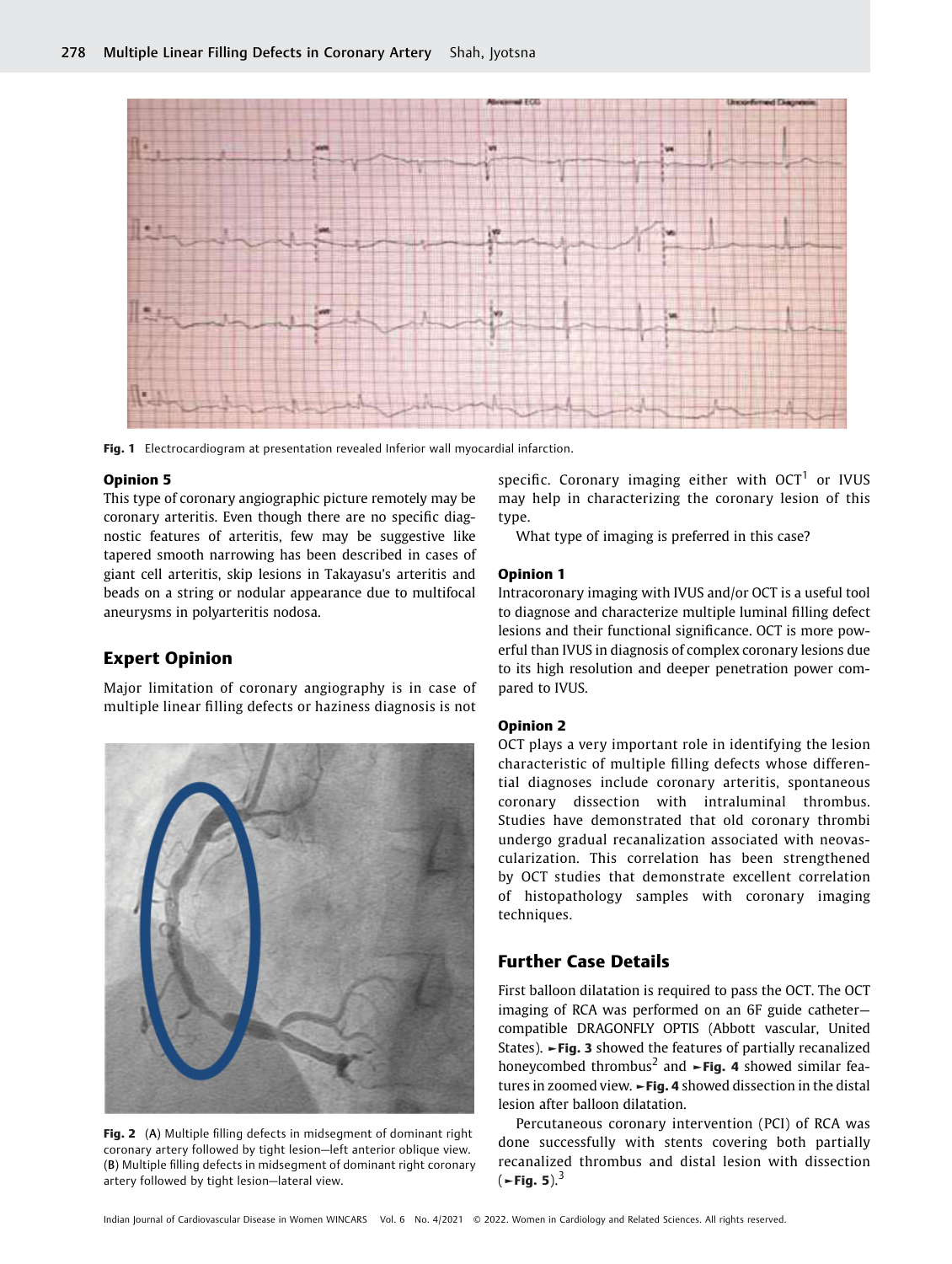Fig. 1 Electrocardiogram at presentation revealed Inferior wall myocardial infarction.

### Opinion 5

This type of coronary angiographic picture remotely may be coronary arteritis. Even though there are no specific diagnostic features of arteritis, few may be suggestive like tapered smooth narrowing has been described in cases of giant cell arteritis, skip lesions in Takayasu's arteritis and beads on a string or nodular appearance due to multifocal aneurysms in polyarteritis nodosa.

## Expert Opinion

Major limitation of coronary angiography is in case of multiple linear filling defects or haziness diagnosis is not specific. Coronary imaging either with OCT[1] or IVUS may help in characterizing the coronary lesion of this type.

What type of imaging is preferred in this case?

Fig. 2 (A) Multiple filling defects in midsegment of dominant right coronary artery followed by tight lesion—left anterior oblique view. (B) Multiple filling defects in midsegment of dominant right coronary artery followed by tight lesion—lateral view.

### Opinion 1

Intracoronary imaging with IVUS and/or OCT is a useful tool to diagnose and characterize multiple luminal filling defect lesions and their functional significance. OCT is more powerful than IVUS in diagnosis of complex coronary lesions due to its high resolution and deeper penetration power compared to IVUS.

### Opinion 2

OCT plays a very important role in identifying the lesion characteristic of multiple filling defects whose differential diagnoses include coronary arteritis, spontaneous coronary dissection with intraluminal thrombus. Studies have demonstrated that old coronary thrombi undergo gradual recanalization associated with neovascularization. This correlation has been strengthened by OCT studies that demonstrate excellent correlation of histopathology samples with coronary imaging techniques.

## Further Case Details

First balloon dilatation is required to pass the OCT. The OCT imaging of RCA was performed on an 6F guide catheter—compatible DRAGONFLY OPTIS (Abbott vascular, United States). ►Fig. 3 showed the features of partially recanalized honeycombed thrombus[2] and ►Fig. 4 showed similar features in zoomed view. ►Fig. 4 showed dissection in the distal lesion after balloon dilatation.

Percutaneous coronary intervention (PCI) of RCA was done successfully with stents covering both partially recanalized thrombus and distal lesion with dissection (►Fig. 5).[3]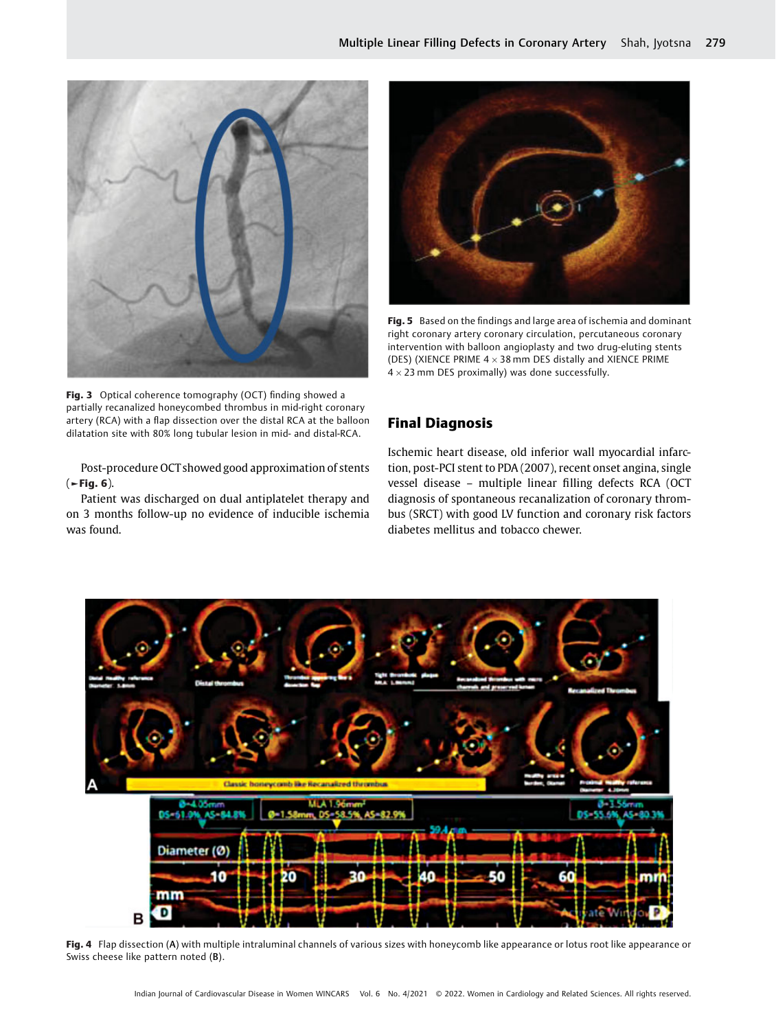Fig. 3 Optical coherence tomography (OCT) finding showed a partially recanalized honeycombed thrombus in mid-right coronary artery (RCA) with a flap dissection over the distal RCA at the balloon dilatation site with 80% long tubular lesion in mid- and distal-RCA.

Post-procedure OCT showed good approximation of stents (►Fig. 6).

Patient was discharged on dual antiplatelet therapy and on 3 months follow-up no evidence of inducible ischemia was found.

Fig. 5 Based on the findings and large area of ischemia and dominant right coronary artery coronary circulation, percutaneous coronary intervention with balloon angioplasty and two drug-eluting stents (DES) (XIENCE PRIME 4 × 38 mm DES distally and XIENCE PRIME 4 × 23 mm DES proximally) was done successfully.

## Final Diagnosis

Ischemic heart disease, old inferior wall myocardial infarction, post-PCI stent to PDA (2007), recent onset angina, single vessel disease – multiple linear filling defects RCA (OCT diagnosis of spontaneous recanalization of coronary thrombus (SRCT) with good LV function and coronary risk factors diabetes mellitus and tobacco chewer.

Fig. 4 Flap dissection (A) with multiple intraluminal channels of various sizes with honeycomb like appearance or lotus root like appearance or Swiss cheese like pattern noted (B).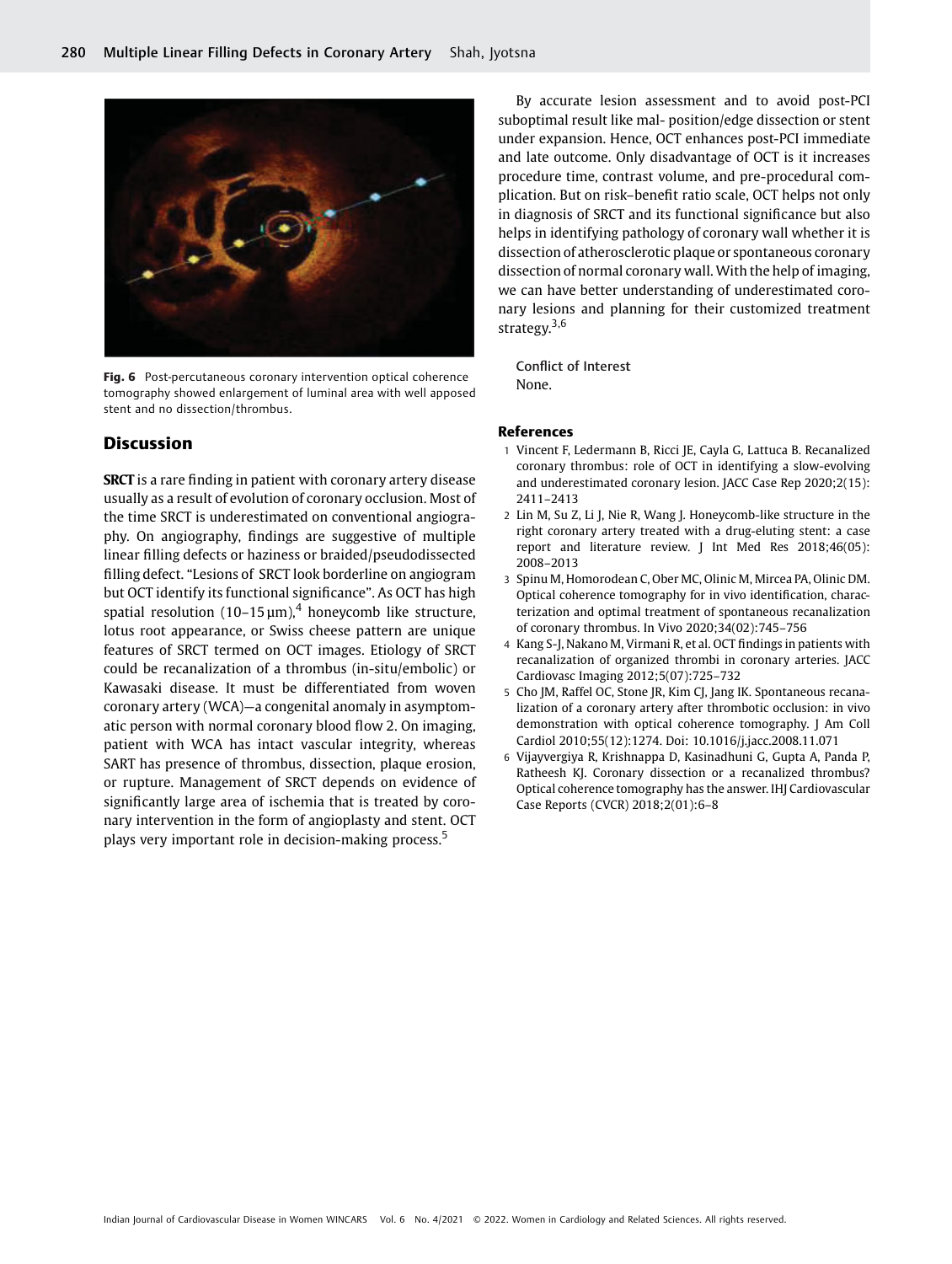Fig. 6 Post-percutaneous coronary intervention optical coherence tomography showed enlargement of luminal area with well apposed stent and no dissection/thrombus.

## Discussion

**SRCT** is a rare finding in patient with coronary artery disease usually as a result of evolution of coronary occlusion. Most of the time SRCT is underestimated on conventional angiography. On angiography, findings are suggestive of multiple linear filling defects or haziness or braided/pseudodissected filling defect. "Lesions of SRCT look borderline on angiogram but OCT identify its functional significance". As OCT has high spatial resolution (10–15 μm),[4] honeycomb like structure, lotus root appearance, or Swiss cheese pattern are unique features of SRCT termed on OCT images. Etiology of SRCT could be recanalization of a thrombus (in-situ/embolic) or Kawasaki disease. It must be differentiated from woven coronary artery (WCA)—a congenital anomaly in asymptomatic person with normal coronary blood flow 2. On imaging, patient with WCA has intact vascular integrity, whereas SART has presence of thrombus, dissection, plaque erosion, or rupture. Management of SRCT depends on evidence of significantly large area of ischemia that is treated by coronary intervention in the form of angioplasty and stent. OCT plays very important role in decision-making process.[5]

By accurate lesion assessment and to avoid post-PCI suboptimal result like mal- position/edge dissection or stent under expansion. Hence, OCT enhances post-PCI immediate and late outcome. Only disadvantage of OCT is it increases procedure time, contrast volume, and pre-procedural complication. But on risk–benefit ratio scale, OCT helps not only in diagnosis of SRCT and its functional significance but also helps in identifying pathology of coronary wall whether it is dissection of atherosclerotic plaque or spontaneous coronary dissection of normal coronary wall. With the help of imaging, we can have better understanding of underestimated coronary lesions and planning for their customized treatment strategy.[3,6]

Conflict of Interest
None.

## References

1. Vincent F, Ledermann B, Ricci JE, Cayla G, Lattuca B. Recanalized coronary thrombus: role of OCT in identifying a slow-evolving and underestimated coronary lesion. JACC Case Rep 2020;2(15): 2411–2413
2. Lin M, Su Z, Li J, Nie R, Wang J. Honeycomb-like structure in the right coronary artery treated with a drug-eluting stent: a case report and literature review. J Int Med Res 2018;46(05): 2008–2013
3. Spinu M, Homorodean C, Ober MC, Olinic M, Mircea PA, Olinic DM. Optical coherence tomography for in vivo identification, characterization and optimal treatment of spontaneous recanalization of coronary thrombus. In Vivo 2020;34(02):745–756
4. Kang S-J, Nakano M, Virmani R, et al. OCT findings in patients with recanalization of organized thrombi in coronary arteries. JACC Cardiovasc Imaging 2012;5(07):725–732
5. Cho JM, Raffel OC, Stone JR, Kim CJ, Jang IK. Spontaneous recanalization of a coronary artery after thrombotic occlusion: in vivo demonstration with optical coherence tomography. J Am Coll Cardiol 2010;55(12):1274. Doi: 10.1016/j.jacc.2008.11.071
6. Vijayvergiya R, Krishnappa D, Kasinadhuni G, Gupta A, Panda P, Ratheesh KJ. Coronary dissection or a recanalized thrombus? Optical coherence tomography has the answer. IHJ Cardiovascular Case Reports (CVCR) 2018;2(01):6–8